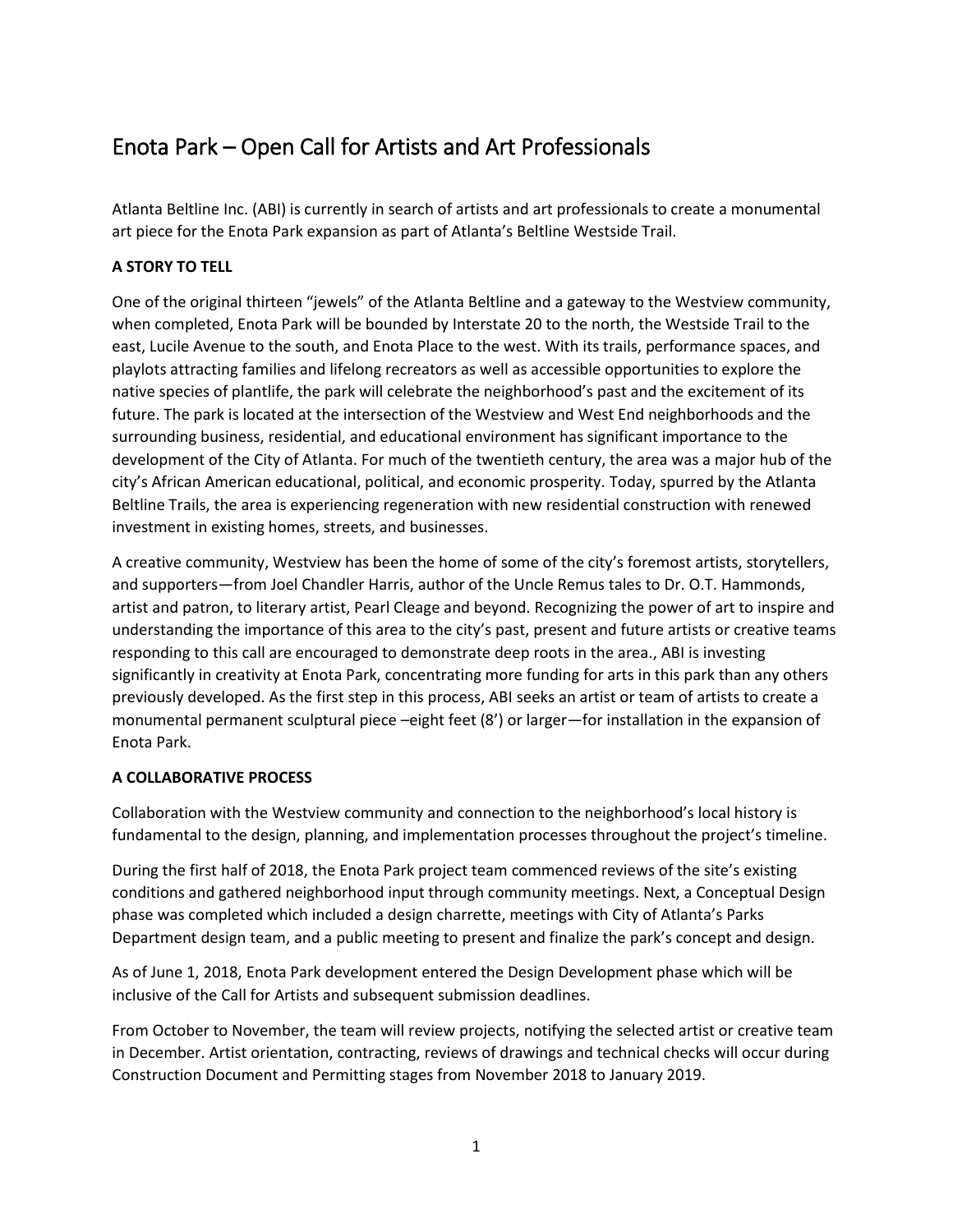# Enota Park – Open Call for Artists and Art Professionals

Atlanta Beltline Inc. (ABI) is currently in search of artists and art professionals to create a monumental art piece for the Enota Park expansion as part of Atlanta's Beltline Westside Trail.

**A STORY TO TELL**

One of the original thirteen "jewels" of the Atlanta Beltline and a gateway to the Westview community, when completed, Enota Park will be bounded by Interstate 20 to the north, the Westside Trail to the east, Lucile Avenue to the south, and Enota Place to the west. With its trails, performance spaces, and playlots attracting families and lifelong recreators as well as accessible opportunities to explore the native species of plantlife, the park will celebrate the neighborhood's past and the excitement of its future. The park is located at the intersection of the Westview and West End neighborhoods and the surrounding business, residential, and educational environment has significant importance to the development of the City of Atlanta. For much of the twentieth century, the area was a major hub of the city's African American educational, political, and economic prosperity. Today, spurred by the Atlanta Beltline Trails, the area is experiencing regeneration with new residential construction with renewed investment in existing homes, streets, and businesses.

A creative community, Westview has been the home of some of the city's foremost artists, storytellers, and supporters—from Joel Chandler Harris, author of the Uncle Remus tales to Dr. O.T. Hammonds, artist and patron, to literary artist, Pearl Cleage and beyond. Recognizing the power of art to inspire and understanding the importance of this area to the city's past, present and future artists or creative teams responding to this call are encouraged to demonstrate deep roots in the area., ABI is investing significantly in creativity at Enota Park, concentrating more funding for arts in this park than any others previously developed. As the first step in this process, ABI seeks an artist or team of artists to create a monumental permanent sculptural piece –eight feet (8') or larger—for installation in the expansion of Enota Park.

**A COLLABORATIVE PROCESS**

Collaboration with the Westview community and connection to the neighborhood's local history is fundamental to the design, planning, and implementation processes throughout the project's timeline.

During the first half of 2018, the Enota Park project team commenced reviews of the site's existing conditions and gathered neighborhood input through community meetings. Next, a Conceptual Design phase was completed which included a design charrette, meetings with City of Atlanta's Parks Department design team, and a public meeting to present and finalize the park's concept and design.

As of June 1, 2018, Enota Park development entered the Design Development phase which will be inclusive of the Call for Artists and subsequent submission deadlines.

From October to November, the team will review projects, notifying the selected artist or creative team in December. Artist orientation, contracting, reviews of drawings and technical checks will occur during Construction Document and Permitting stages from November 2018 to January 2019.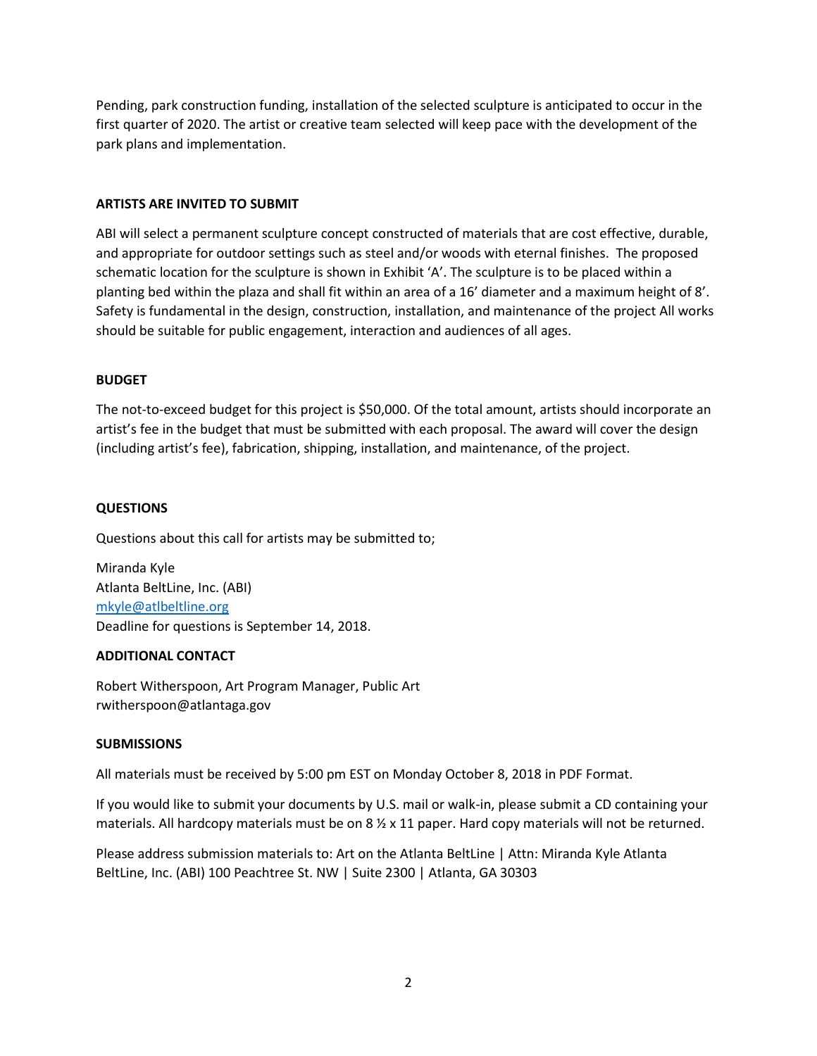Pending, park construction funding, installation of the selected sculpture is anticipated to occur in the first quarter of 2020. The artist or creative team selected will keep pace with the development of the park plans and implementation.

**ARTISTS ARE INVITED TO SUBMIT**

ABI will select a permanent sculpture concept constructed of materials that are cost effective, durable, and appropriate for outdoor settings such as steel and/or woods with eternal finishes. The proposed schematic location for the sculpture is shown in Exhibit 'A'. The sculpture is to be placed within a planting bed within the plaza and shall fit within an area of a 16' diameter and a maximum height of 8'. Safety is fundamental in the design, construction, installation, and maintenance of the project All works should be suitable for public engagement, interaction and audiences of all ages.

**BUDGET**

The not-to-exceed budget for this project is $50,000. Of the total amount, artists should incorporate an artist's fee in the budget that must be submitted with each proposal. The award will cover the design (including artist's fee), fabrication, shipping, installation, and maintenance, of the project.

**QUESTIONS**

Questions about this call for artists may be submitted to;

Miranda Kyle
Atlanta BeltLine, Inc. (ABI)
mkyle@atlbeltline.org
Deadline for questions is September 14, 2018.

**ADDITIONAL CONTACT**

Robert Witherspoon, Art Program Manager, Public Art
rwitherspoon@atlantaga.gov

**SUBMISSIONS**

All materials must be received by 5:00 pm EST on Monday October 8, 2018 in PDF Format.

If you would like to submit your documents by U.S. mail or walk-in, please submit a CD containing your materials. All hardcopy materials must be on 8 ½ x 11 paper. Hard copy materials will not be returned.

Please address submission materials to: Art on the Atlanta BeltLine | Attn: Miranda Kyle Atlanta BeltLine, Inc. (ABI) 100 Peachtree St. NW | Suite 2300 | Atlanta, GA 30303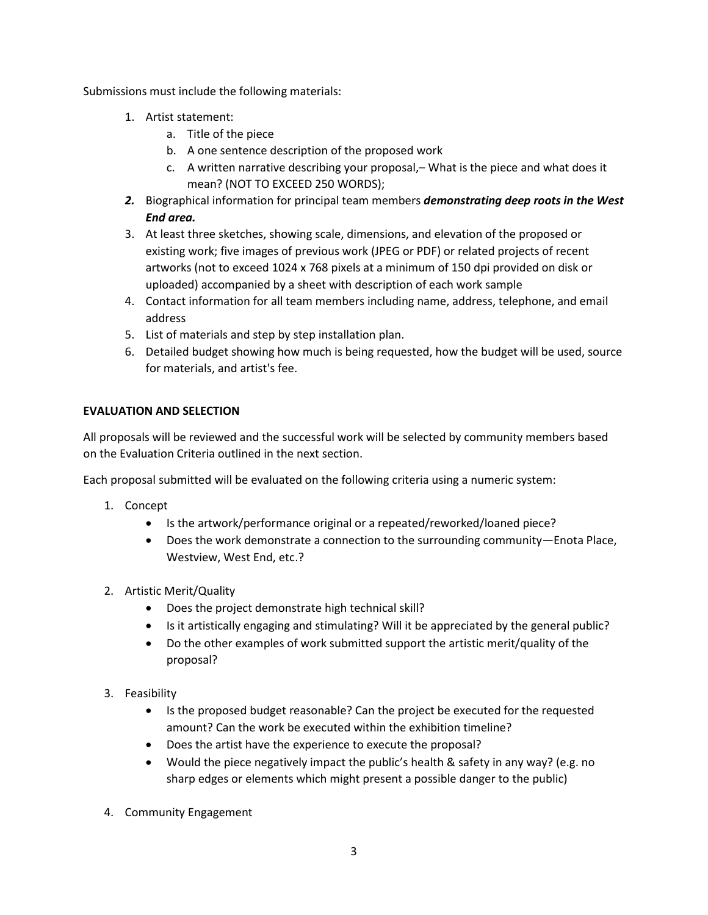Submissions must include the following materials:

1. Artist statement:
    a. Title of the piece
    b. A one sentence description of the proposed work
    c. A written narrative describing your proposal,– What is the piece and what does it mean? (NOT TO EXCEED 250 WORDS);
2. Biographical information for principal team members ***demonstrating deep roots in the West End area.***
3. At least three sketches, showing scale, dimensions, and elevation of the proposed or existing work; five images of previous work (JPEG or PDF) or related projects of recent artworks (not to exceed 1024 x 768 pixels at a minimum of 150 dpi provided on disk or uploaded) accompanied by a sheet with description of each work sample
4. Contact information for all team members including name, address, telephone, and email address
5. List of materials and step by step installation plan.
6. Detailed budget showing how much is being requested, how the budget will be used, source for materials, and artist's fee.

**EVALUATION AND SELECTION**

All proposals will be reviewed and the successful work will be selected by community members based on the Evaluation Criteria outlined in the next section.

Each proposal submitted will be evaluated on the following criteria using a numeric system:

1. Concept
    - Is the artwork/performance original or a repeated/reworked/loaned piece?
    - Does the work demonstrate a connection to the surrounding community—Enota Place, Westview, West End, etc.?

2. Artistic Merit/Quality
    - Does the project demonstrate high technical skill?
    - Is it artistically engaging and stimulating? Will it be appreciated by the general public?
    - Do the other examples of work submitted support the artistic merit/quality of the proposal?

3. Feasibility
    - Is the proposed budget reasonable? Can the project be executed for the requested amount? Can the work be executed within the exhibition timeline?
    - Does the artist have the experience to execute the proposal?
    - Would the piece negatively impact the public's health & safety in any way? (e.g. no sharp edges or elements which might present a possible danger to the public)

4. Community Engagement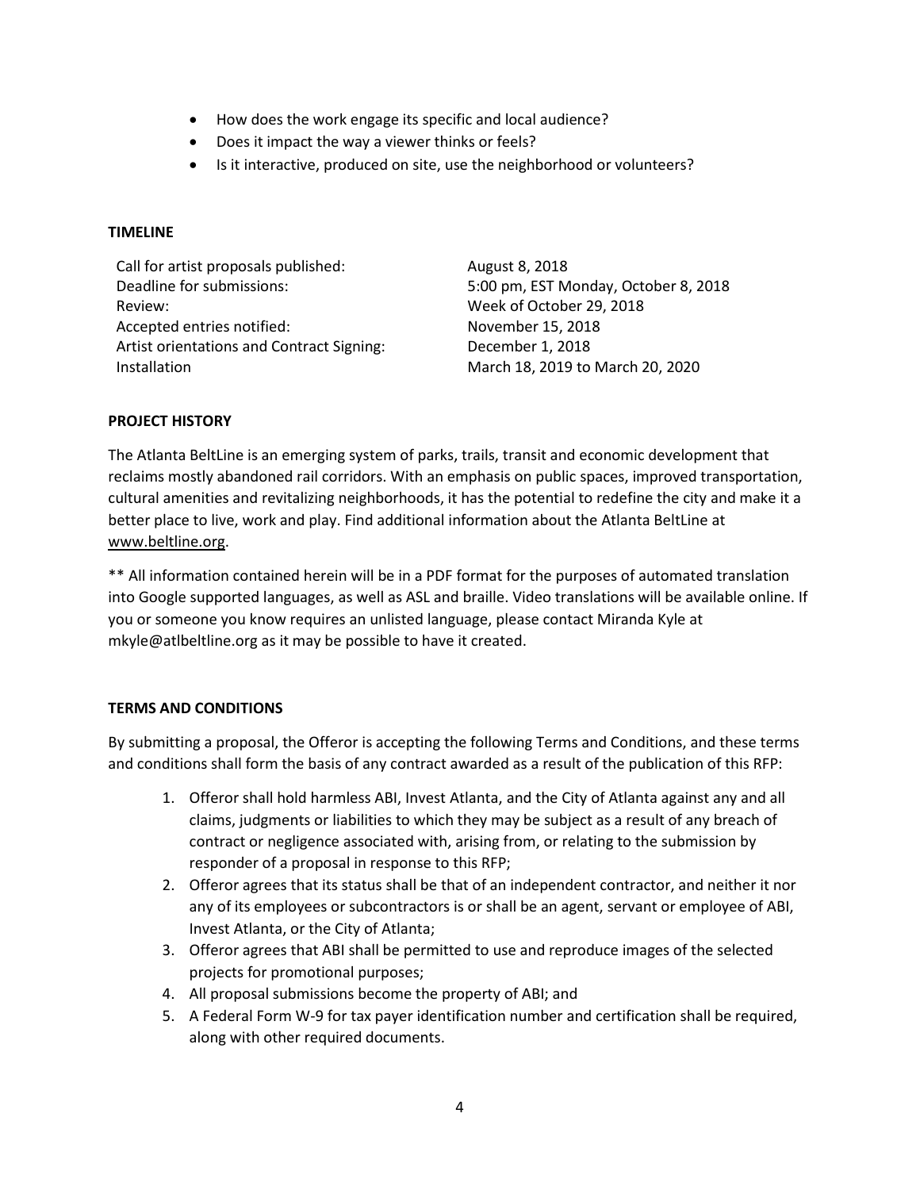- How does the work engage its specific and local audience?
- Does it impact the way a viewer thinks or feels?
- Is it interactive, produced on site, use the neighborhood or volunteers?

**TIMELINE**

| | |
|---|---|
| Call for artist proposals published: | August 8, 2018 |
| Deadline for submissions: | 5:00 pm, EST Monday, October 8, 2018 |
| Review: | Week of October 29, 2018 |
| Accepted entries notified: | November 15, 2018 |
| Artist orientations and Contract Signing: | December 1, 2018 |
| Installation | March 18, 2019 to March 20, 2020 |

**PROJECT HISTORY**

The Atlanta BeltLine is an emerging system of parks, trails, transit and economic development that reclaims mostly abandoned rail corridors. With an emphasis on public spaces, improved transportation, cultural amenities and revitalizing neighborhoods, it has the potential to redefine the city and make it a better place to live, work and play. Find additional information about the Atlanta BeltLine at www.beltline.org.

** All information contained herein will be in a PDF format for the purposes of automated translation into Google supported languages, as well as ASL and braille. Video translations will be available online. If you or someone you know requires an unlisted language, please contact Miranda Kyle at mkyle@atlbeltline.org as it may be possible to have it created.

**TERMS AND CONDITIONS**

By submitting a proposal, the Offeror is accepting the following Terms and Conditions, and these terms and conditions shall form the basis of any contract awarded as a result of the publication of this RFP:

1. Offeror shall hold harmless ABI, Invest Atlanta, and the City of Atlanta against any and all claims, judgments or liabilities to which they may be subject as a result of any breach of contract or negligence associated with, arising from, or relating to the submission by responder of a proposal in response to this RFP;
2. Offeror agrees that its status shall be that of an independent contractor, and neither it nor any of its employees or subcontractors is or shall be an agent, servant or employee of ABI, Invest Atlanta, or the City of Atlanta;
3. Offeror agrees that ABI shall be permitted to use and reproduce images of the selected projects for promotional purposes;
4. All proposal submissions become the property of ABI; and
5. A Federal Form W-9 for tax payer identification number and certification shall be required, along with other required documents.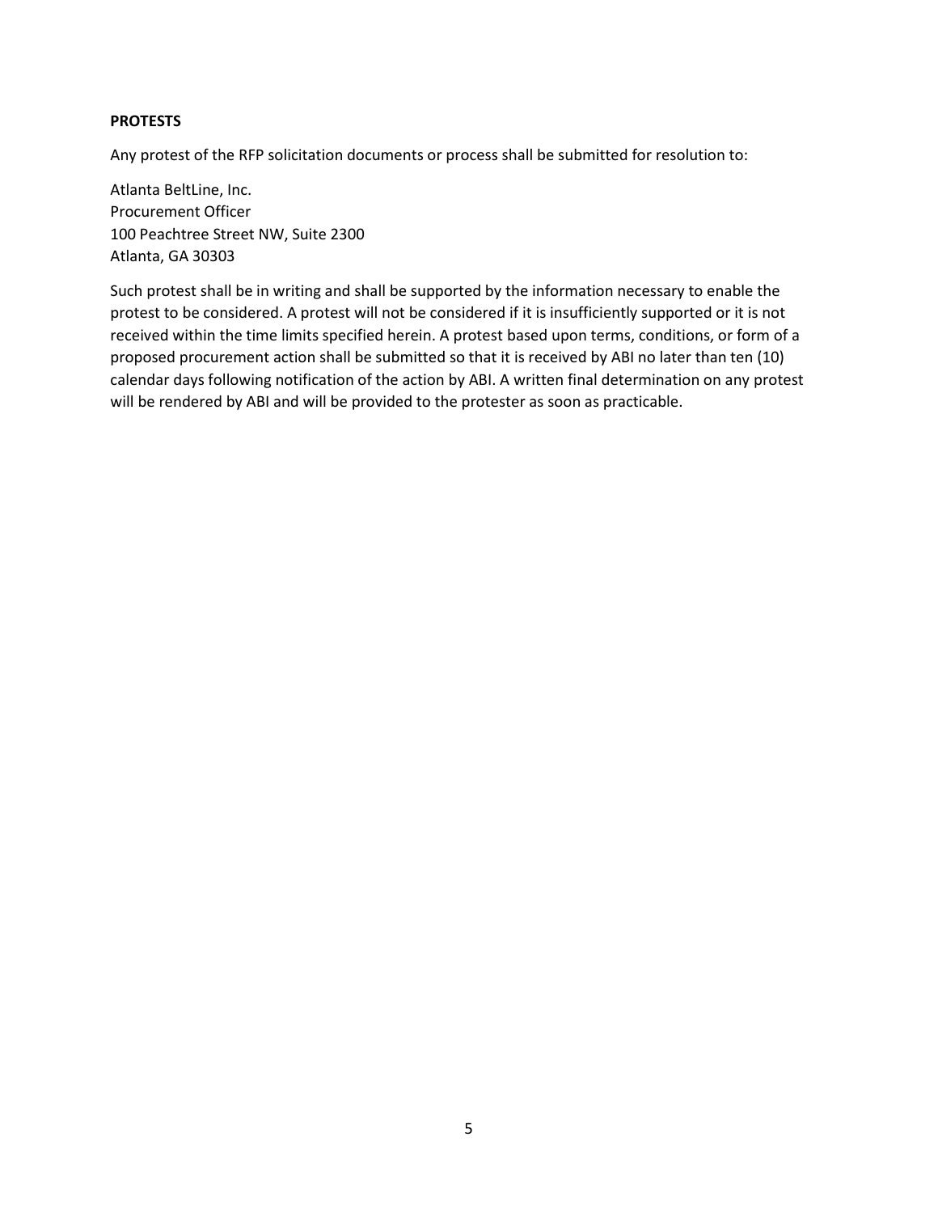**PROTESTS**

Any protest of the RFP solicitation documents or process shall be submitted for resolution to:

Atlanta BeltLine, Inc.
Procurement Officer
100 Peachtree Street NW, Suite 2300
Atlanta, GA 30303

Such protest shall be in writing and shall be supported by the information necessary to enable the protest to be considered. A protest will not be considered if it is insufficiently supported or it is not received within the time limits specified herein. A protest based upon terms, conditions, or form of a proposed procurement action shall be submitted so that it is received by ABI no later than ten (10) calendar days following notification of the action by ABI. A written final determination on any protest will be rendered by ABI and will be provided to the protester as soon as practicable.